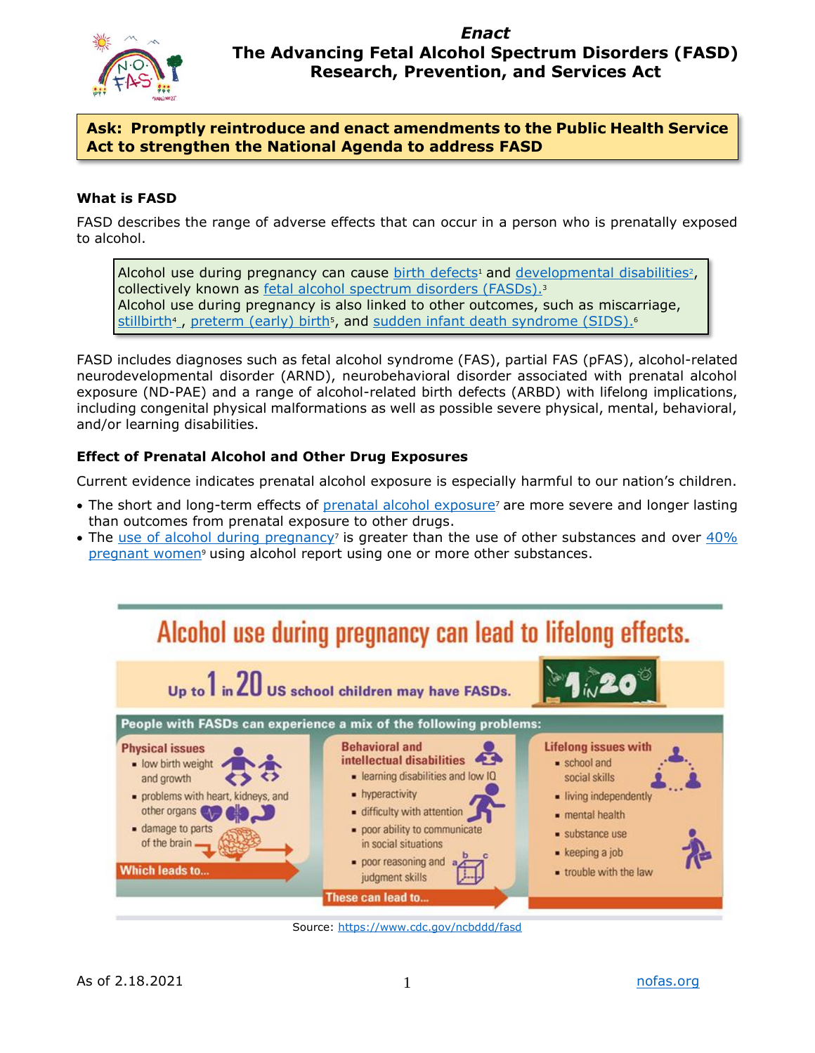# *Enact*
# The Advancing Fetal Alcohol Spectrum Disorders (FASD) Research, Prevention, and Services Act

**Ask: Promptly reintroduce and enact amendments to the Public Health Service Act to strengthen the National Agenda to address FASD**

### What is FASD

FASD describes the range of adverse effects that can occur in a person who is prenatally exposed to alcohol.

> Alcohol use during pregnancy can cause birth defects[1] and developmental disabilities[2], collectively known as fetal alcohol spectrum disorders (FASDs).[3]
> Alcohol use during pregnancy is also linked to other outcomes, such as miscarriage, stillbirth[4], preterm (early) birth[5], and sudden infant death syndrome (SIDS).[6]

FASD includes diagnoses such as fetal alcohol syndrome (FAS), partial FAS (pFAS), alcohol-related neurodevelopmental disorder (ARND), neurobehavioral disorder associated with prenatal alcohol exposure (ND-PAE) and a range of alcohol-related birth defects (ARBD) with lifelong implications, including congenital physical malformations as well as possible severe physical, mental, behavioral, and/or learning disabilities.

### Effect of Prenatal Alcohol and Other Drug Exposures

Current evidence indicates prenatal alcohol exposure is especially harmful to our nation's children.

- The short and long-term effects of prenatal alcohol exposure[7] are more severe and longer lasting than outcomes from prenatal exposure to other drugs.
- The use of alcohol during pregnancy[7] is greater than the use of other substances and over 40% pregnant women[9] using alcohol report using one or more other substances.

## Alcohol use during pregnancy can lead to lifelong effects.

Up to 1 in 20 US school children may have FASDs.

**People with FASDs can experience a mix of the following problems:**

**Physical issues**
- low birth weight and growth
- problems with heart, kidneys, and other organs
- damage to parts of the brain

Which leads to...

**Behavioral and intellectual disabilities**
- learning disabilities and low IQ
- hyperactivity
- difficulty with attention
- poor ability to communicate in social situations
- poor reasoning and judgment skills

These can lead to...

**Lifelong issues with**
- school and social skills
- living independently
- mental health
- substance use
- keeping a job
- trouble with the law

Source: https://www.cdc.gov/ncbddd/fasd

As of 2.18.2021 — nofas.org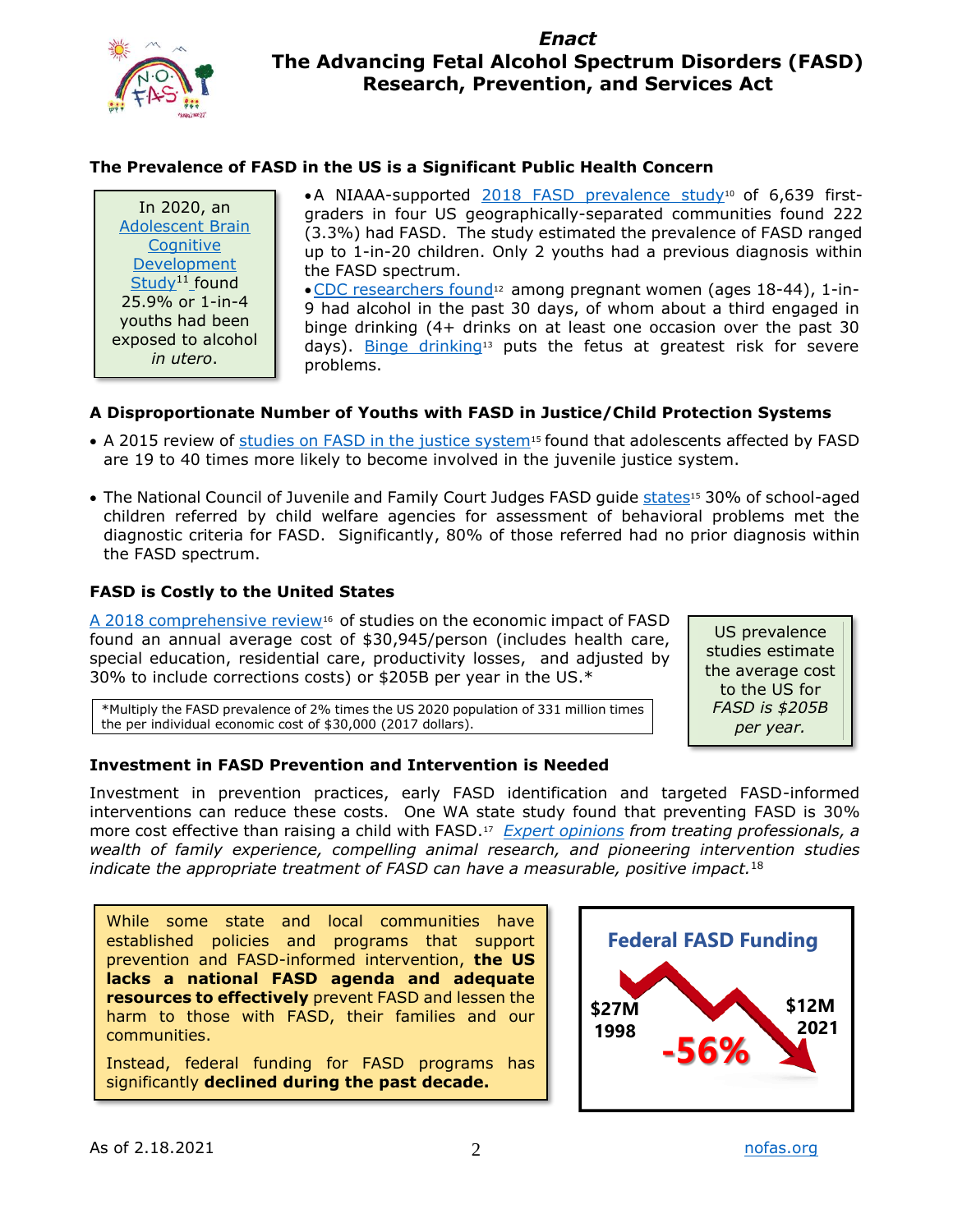*Enact*
# The Advancing Fetal Alcohol Spectrum Disorders (FASD) Research, Prevention, and Services Act

## The Prevalence of FASD in the US is a Significant Public Health Concern

In 2020, an Adolescent Brain Cognitive Development Study[11] found 25.9% or 1-in-4 youths had been exposed to alcohol *in utero*.

- A NIAAA-supported 2018 FASD prevalence study[10] of 6,639 first-graders in four US geographically-separated communities found 222 (3.3%) had FASD. The study estimated the prevalence of FASD ranged up to 1-in-20 children. Only 2 youths had a previous diagnosis within the FASD spectrum.
- CDC researchers found[12] among pregnant women (ages 18-44), 1-in-9 had alcohol in the past 30 days, of whom about a third engaged in binge drinking (4+ drinks on at least one occasion over the past 30 days). Binge drinking[13] puts the fetus at greatest risk for severe problems.

## A Disproportionate Number of Youths with FASD in Justice/Child Protection Systems

- A 2015 review of studies on FASD in the justice system[15] found that adolescents affected by FASD are 19 to 40 times more likely to become involved in the juvenile justice system.
- The National Council of Juvenile and Family Court Judges FASD guide states[15] 30% of school-aged children referred by child welfare agencies for assessment of behavioral problems met the diagnostic criteria for FASD. Significantly, 80% of those referred had no prior diagnosis within the FASD spectrum.

## FASD is Costly to the United States

A 2018 comprehensive review[16] of studies on the economic impact of FASD found an annual average cost of $30,945/person (includes health care, special education, residential care, productivity losses, and adjusted by 30% to include corrections costs) or $205B per year in the US.*

*Multiply the FASD prevalence of 2% times the US 2020 population of 331 million times the per individual economic cost of $30,000 (2017 dollars).

US prevalence studies estimate the average cost to the US for *FASD is $205B per year.*

## Investment in FASD Prevention and Intervention is Needed

Investment in prevention practices, early FASD identification and targeted FASD-informed interventions can reduce these costs. One WA state study found that preventing FASD is 30% more cost effective than raising a child with FASD.[17] *Expert opinions from treating professionals, a wealth of family experience, compelling animal research, and pioneering intervention studies indicate the appropriate treatment of FASD can have a measurable, positive impact.*[18]

While some state and local communities have established policies and programs that support prevention and FASD-informed intervention, **the US lacks a national FASD agenda and adequate resources to effectively** prevent FASD and lessen the harm to those with FASD, their families and our communities.

Instead, federal funding for FASD programs has significantly **declined during the past decade.**

**Federal FASD Funding**

$27M 1998 — $12M 2021 — -56%

As of 2.18.2021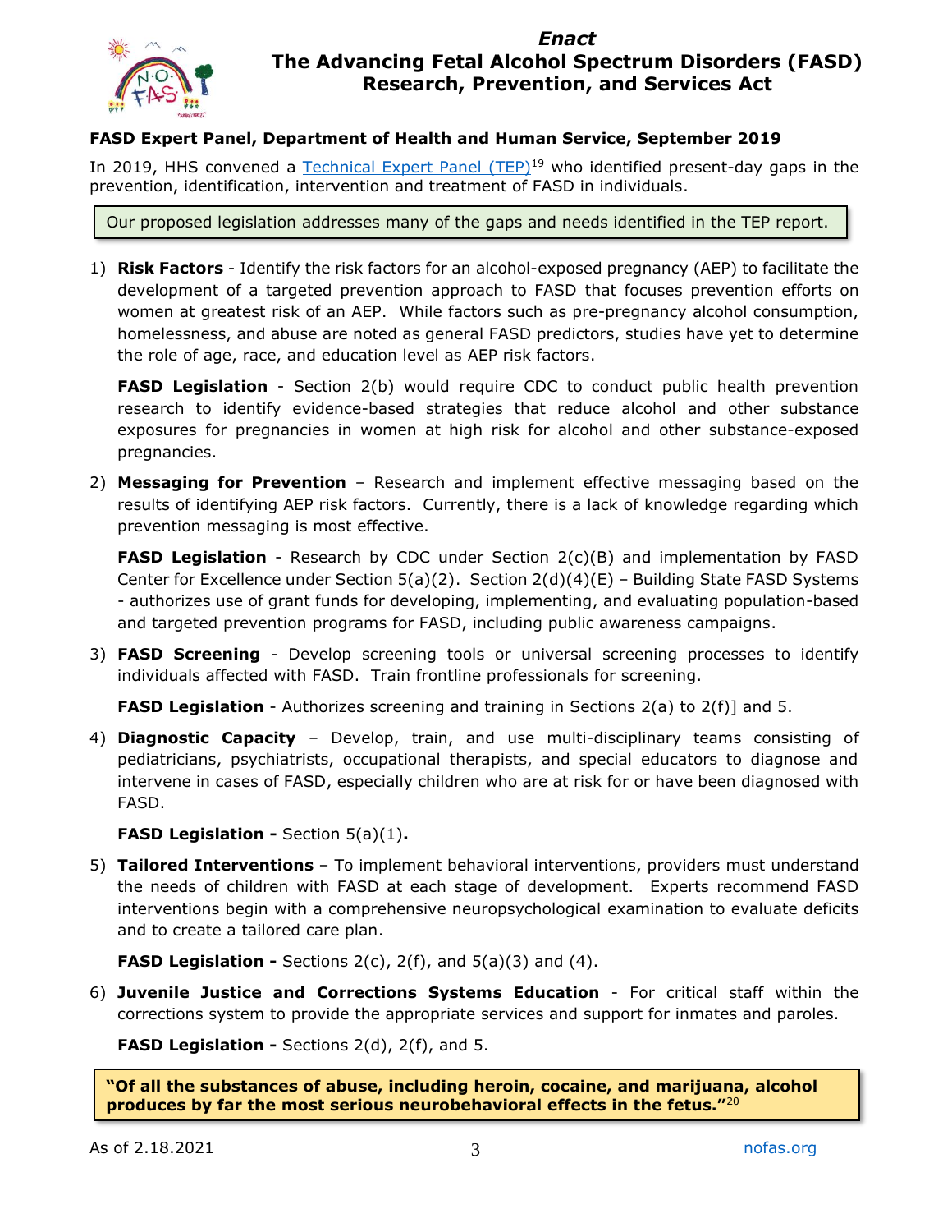## FASD Expert Panel, Department of Health and Human Service, September 2019

In 2019, HHS convened a Technical Expert Panel (TEP)[19] who identified present-day gaps in the prevention, identification, intervention and treatment of FASD in individuals.

> Our proposed legislation addresses many of the gaps and needs identified in the TEP report.

1) **Risk Factors** - Identify the risk factors for an alcohol-exposed pregnancy (AEP) to facilitate the development of a targeted prevention approach to FASD that focuses prevention efforts on women at greatest risk of an AEP. While factors such as pre-pregnancy alcohol consumption, homelessness, and abuse are noted as general FASD predictors, studies have yet to determine the role of age, race, and education level as AEP risk factors.

   **FASD Legislation** - Section 2(b) would require CDC to conduct public health prevention research to identify evidence-based strategies that reduce alcohol and other substance exposures for pregnancies in women at high risk for alcohol and other substance-exposed pregnancies.

2) **Messaging for Prevention** – Research and implement effective messaging based on the results of identifying AEP risk factors. Currently, there is a lack of knowledge regarding which prevention messaging is most effective.

   **FASD Legislation** - Research by CDC under Section 2(c)(B) and implementation by FASD Center for Excellence under Section 5(a)(2). Section 2(d)(4)(E) – Building State FASD Systems - authorizes use of grant funds for developing, implementing, and evaluating population-based and targeted prevention programs for FASD, including public awareness campaigns.

3) **FASD Screening** - Develop screening tools or universal screening processes to identify individuals affected with FASD. Train frontline professionals for screening.

   **FASD Legislation** - Authorizes screening and training in Sections 2(a) to 2(f)] and 5.

4) **Diagnostic Capacity** – Develop, train, and use multi-disciplinary teams consisting of pediatricians, psychiatrists, occupational therapists, and special educators to diagnose and intervene in cases of FASD, especially children who are at risk for or have been diagnosed with FASD.

   **FASD Legislation -** Section 5(a)(1)**.**

5) **Tailored Interventions** – To implement behavioral interventions, providers must understand the needs of children with FASD at each stage of development. Experts recommend FASD interventions begin with a comprehensive neuropsychological examination to evaluate deficits and to create a tailored care plan.

   **FASD Legislation -** Sections 2(c), 2(f), and 5(a)(3) and (4).

6) **Juvenile Justice and Corrections Systems Education** - For critical staff within the corrections system to provide the appropriate services and support for inmates and paroles.

   **FASD Legislation -** Sections 2(d), 2(f), and 5.

> **"Of all the substances of abuse, including heroin, cocaine, and marijuana, alcohol produces by far the most serious neurobehavioral effects in the fetus."**[20]

As of 2.18.2021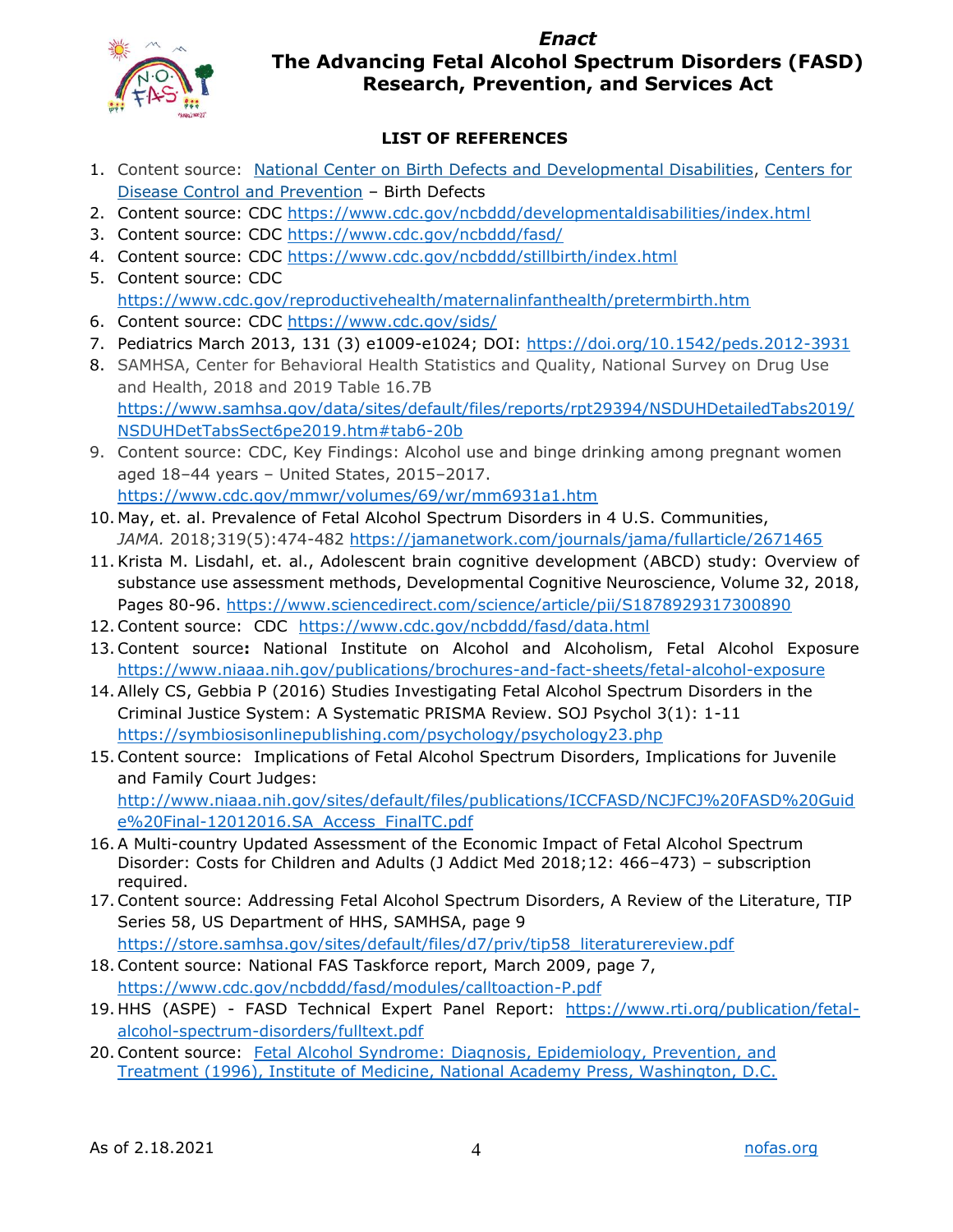# *Enact*
# The Advancing Fetal Alcohol Spectrum Disorders (FASD) Research, Prevention, and Services Act

## LIST OF REFERENCES

1. Content source: National Center on Birth Defects and Developmental Disabilities, Centers for Disease Control and Prevention – Birth Defects
2. Content source: CDC https://www.cdc.gov/ncbddd/developmentaldisabilities/index.html
3. Content source: CDC https://www.cdc.gov/ncbddd/fasd/
4. Content source: CDC https://www.cdc.gov/ncbddd/stillbirth/index.html
5. Content source: CDC https://www.cdc.gov/reproductivehealth/maternalinfanthealth/pretermbirth.htm
6. Content source: CDC https://www.cdc.gov/sids/
7. Pediatrics March 2013, 131 (3) e1009-e1024; DOI: https://doi.org/10.1542/peds.2012-3931
8. SAMHSA, Center for Behavioral Health Statistics and Quality, National Survey on Drug Use and Health, 2018 and 2019 Table 16.7B https://www.samhsa.gov/data/sites/default/files/reports/rpt29394/NSDUHDetailedTabs2019/NSDUHDetTabsSect6pe2019.htm#tab6-20b
9. Content source: CDC, Key Findings: Alcohol use and binge drinking among pregnant women aged 18–44 years – United States, 2015–2017. https://www.cdc.gov/mmwr/volumes/69/wr/mm6931a1.htm
10. May, et. al. Prevalence of Fetal Alcohol Spectrum Disorders in 4 U.S. Communities, *JAMA.* 2018;319(5):474-482 https://jamanetwork.com/journals/jama/fullarticle/2671465
11. Krista M. Lisdahl, et. al., Adolescent brain cognitive development (ABCD) study: Overview of substance use assessment methods, Developmental Cognitive Neuroscience, Volume 32, 2018, Pages 80-96. https://www.sciencedirect.com/science/article/pii/S1878929317300890
12. Content source: CDC https://www.cdc.gov/ncbddd/fasd/data.html
13. Content source**:** National Institute on Alcohol and Alcoholism, Fetal Alcohol Exposure https://www.niaaa.nih.gov/publications/brochures-and-fact-sheets/fetal-alcohol-exposure
14. Allely CS, Gebbia P (2016) Studies Investigating Fetal Alcohol Spectrum Disorders in the Criminal Justice System: A Systematic PRISMA Review. SOJ Psychol 3(1): 1-11 https://symbiosisonlinepublishing.com/psychology/psychology23.php
15. Content source: Implications of Fetal Alcohol Spectrum Disorders, Implications for Juvenile and Family Court Judges: http://www.niaaa.nih.gov/sites/default/files/publications/ICCFASD/NCJFCJ%20FASD%20Guide%20Final-12012016.SA_Access_FinalTC.pdf
16. A Multi-country Updated Assessment of the Economic Impact of Fetal Alcohol Spectrum Disorder: Costs for Children and Adults (J Addict Med 2018;12: 466–473) – subscription required.
17. Content source: Addressing Fetal Alcohol Spectrum Disorders, A Review of the Literature, TIP Series 58, US Department of HHS, SAMHSA, page 9 https://store.samhsa.gov/sites/default/files/d7/priv/tip58_literaturereview.pdf
18. Content source: National FAS Taskforce report, March 2009, page 7, https://www.cdc.gov/ncbddd/fasd/modules/calltoaction-P.pdf
19. HHS (ASPE) - FASD Technical Expert Panel Report: https://www.rti.org/publication/fetal-alcohol-spectrum-disorders/fulltext.pdf
20. Content source: Fetal Alcohol Syndrome: Diagnosis, Epidemiology, Prevention, and Treatment (1996), Institute of Medicine, National Academy Press, Washington, D.C.

As of 2.18.2021

nofas.org